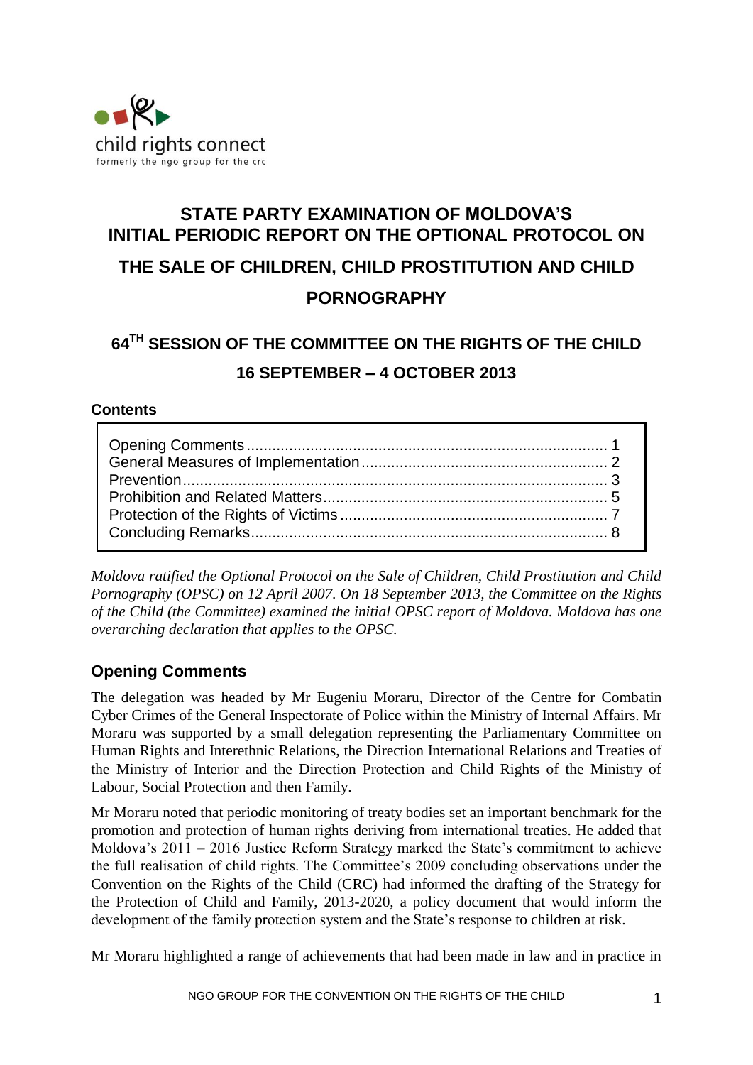child rights connect
formerly the ngo group for the crc

# STATE PARTY EXAMINATION OF MOLDOVA'S INITIAL PERIODIC REPORT ON THE OPTIONAL PROTOCOL ON THE SALE OF CHILDREN, CHILD PROSTITUTION AND CHILD PORNOGRAPHY

## 64[TH] SESSION OF THE COMMITTEE ON THE RIGHTS OF THE CHILD 16 SEPTEMBER – 4 OCTOBER 2013

**Contents**

| | |
|---|---|
| Opening Comments | 1 |
| General Measures of Implementation | 2 |
| Prevention | 3 |
| Prohibition and Related Matters | 5 |
| Protection of the Rights of Victims | 7 |
| Concluding Remarks | 8 |

*Moldova ratified the Optional Protocol on the Sale of Children, Child Prostitution and Child Pornography (OPSC) on 12 April 2007. On 18 September 2013, the Committee on the Rights of the Child (the Committee) examined the initial OPSC report of Moldova. Moldova has one overarching declaration that applies to the OPSC.*

## Opening Comments

The delegation was headed by Mr Eugeniu Moraru, Director of the Centre for Combatin Cyber Crimes of the General Inspectorate of Police within the Ministry of Internal Affairs. Mr Moraru was supported by a small delegation representing the Parliamentary Committee on Human Rights and Interethnic Relations, the Direction International Relations and Treaties of the Ministry of Interior and the Direction Protection and Child Rights of the Ministry of Labour, Social Protection and then Family.

Mr Moraru noted that periodic monitoring of treaty bodies set an important benchmark for the promotion and protection of human rights deriving from international treaties. He added that Moldova's 2011 – 2016 Justice Reform Strategy marked the State's commitment to achieve the full realisation of child rights. The Committee's 2009 concluding observations under the Convention on the Rights of the Child (CRC) had informed the drafting of the Strategy for the Protection of Child and Family, 2013-2020, a policy document that would inform the development of the family protection system and the State's response to children at risk.

Mr Moraru highlighted a range of achievements that had been made in law and in practice in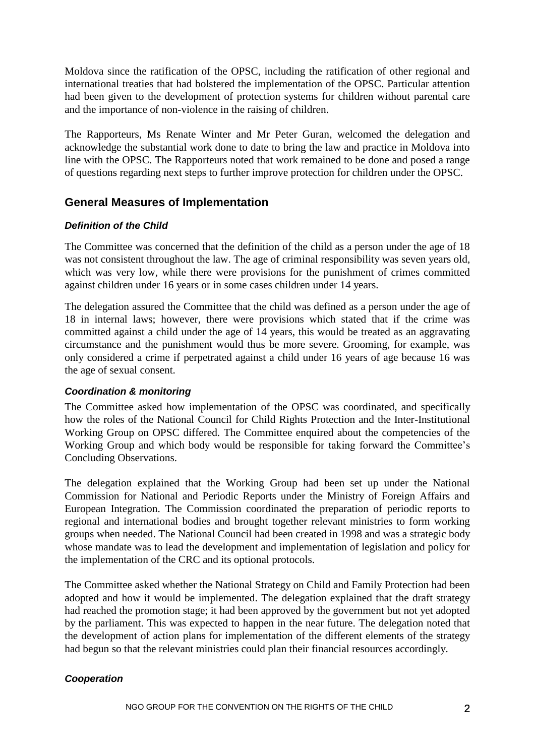Moldova since the ratification of the OPSC, including the ratification of other regional and international treaties that had bolstered the implementation of the OPSC. Particular attention had been given to the development of protection systems for children without parental care and the importance of non-violence in the raising of children.

The Rapporteurs, Ms Renate Winter and Mr Peter Guran, welcomed the delegation and acknowledge the substantial work done to date to bring the law and practice in Moldova into line with the OPSC. The Rapporteurs noted that work remained to be done and posed a range of questions regarding next steps to further improve protection for children under the OPSC.

## General Measures of Implementation

### *Definition of the Child*

The Committee was concerned that the definition of the child as a person under the age of 18 was not consistent throughout the law. The age of criminal responsibility was seven years old, which was very low, while there were provisions for the punishment of crimes committed against children under 16 years or in some cases children under 14 years.

The delegation assured the Committee that the child was defined as a person under the age of 18 in internal laws; however, there were provisions which stated that if the crime was committed against a child under the age of 14 years, this would be treated as an aggravating circumstance and the punishment would thus be more severe. Grooming, for example, was only considered a crime if perpetrated against a child under 16 years of age because 16 was the age of sexual consent.

### *Coordination & monitoring*

The Committee asked how implementation of the OPSC was coordinated, and specifically how the roles of the National Council for Child Rights Protection and the Inter-Institutional Working Group on OPSC differed. The Committee enquired about the competencies of the Working Group and which body would be responsible for taking forward the Committee's Concluding Observations.

The delegation explained that the Working Group had been set up under the National Commission for National and Periodic Reports under the Ministry of Foreign Affairs and European Integration. The Commission coordinated the preparation of periodic reports to regional and international bodies and brought together relevant ministries to form working groups when needed. The National Council had been created in 1998 and was a strategic body whose mandate was to lead the development and implementation of legislation and policy for the implementation of the CRC and its optional protocols.

The Committee asked whether the National Strategy on Child and Family Protection had been adopted and how it would be implemented. The delegation explained that the draft strategy had reached the promotion stage; it had been approved by the government but not yet adopted by the parliament. This was expected to happen in the near future. The delegation noted that the development of action plans for implementation of the different elements of the strategy had begun so that the relevant ministries could plan their financial resources accordingly.

### *Cooperation*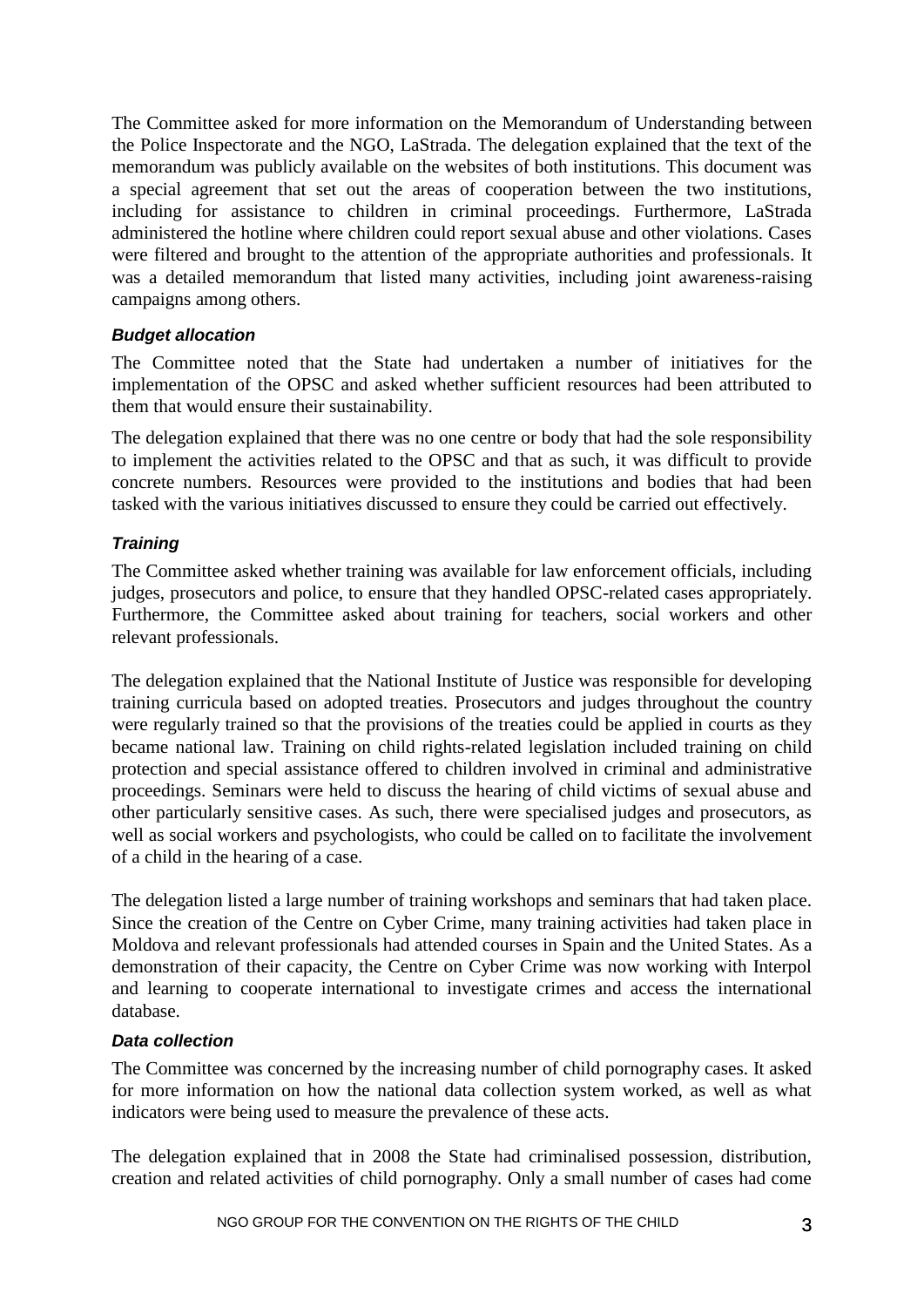The Committee asked for more information on the Memorandum of Understanding between the Police Inspectorate and the NGO, LaStrada. The delegation explained that the text of the memorandum was publicly available on the websites of both institutions. This document was a special agreement that set out the areas of cooperation between the two institutions, including for assistance to children in criminal proceedings. Furthermore, LaStrada administered the hotline where children could report sexual abuse and other violations. Cases were filtered and brought to the attention of the appropriate authorities and professionals. It was a detailed memorandum that listed many activities, including joint awareness-raising campaigns among others.

### *Budget allocation*

The Committee noted that the State had undertaken a number of initiatives for the implementation of the OPSC and asked whether sufficient resources had been attributed to them that would ensure their sustainability.

The delegation explained that there was no one centre or body that had the sole responsibility to implement the activities related to the OPSC and that as such, it was difficult to provide concrete numbers. Resources were provided to the institutions and bodies that had been tasked with the various initiatives discussed to ensure they could be carried out effectively.

### *Training*

The Committee asked whether training was available for law enforcement officials, including judges, prosecutors and police, to ensure that they handled OPSC-related cases appropriately. Furthermore, the Committee asked about training for teachers, social workers and other relevant professionals.

The delegation explained that the National Institute of Justice was responsible for developing training curricula based on adopted treaties. Prosecutors and judges throughout the country were regularly trained so that the provisions of the treaties could be applied in courts as they became national law. Training on child rights-related legislation included training on child protection and special assistance offered to children involved in criminal and administrative proceedings. Seminars were held to discuss the hearing of child victims of sexual abuse and other particularly sensitive cases. As such, there were specialised judges and prosecutors, as well as social workers and psychologists, who could be called on to facilitate the involvement of a child in the hearing of a case.

The delegation listed a large number of training workshops and seminars that had taken place. Since the creation of the Centre on Cyber Crime, many training activities had taken place in Moldova and relevant professionals had attended courses in Spain and the United States. As a demonstration of their capacity, the Centre on Cyber Crime was now working with Interpol and learning to cooperate international to investigate crimes and access the international database.

### *Data collection*

The Committee was concerned by the increasing number of child pornography cases. It asked for more information on how the national data collection system worked, as well as what indicators were being used to measure the prevalence of these acts.

The delegation explained that in 2008 the State had criminalised possession, distribution, creation and related activities of child pornography. Only a small number of cases had come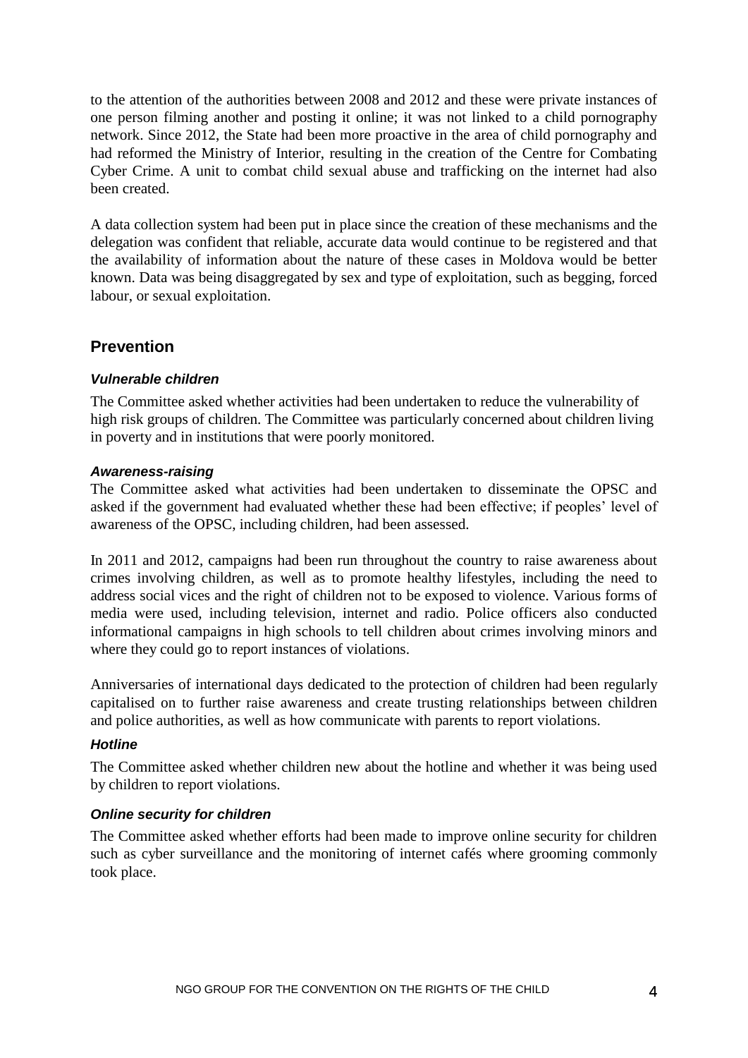to the attention of the authorities between 2008 and 2012 and these were private instances of one person filming another and posting it online; it was not linked to a child pornography network. Since 2012, the State had been more proactive in the area of child pornography and had reformed the Ministry of Interior, resulting in the creation of the Centre for Combating Cyber Crime. A unit to combat child sexual abuse and trafficking on the internet had also been created.

A data collection system had been put in place since the creation of these mechanisms and the delegation was confident that reliable, accurate data would continue to be registered and that the availability of information about the nature of these cases in Moldova would be better known. Data was being disaggregated by sex and type of exploitation, such as begging, forced labour, or sexual exploitation.

## Prevention

### *Vulnerable children*

The Committee asked whether activities had been undertaken to reduce the vulnerability of high risk groups of children. The Committee was particularly concerned about children living in poverty and in institutions that were poorly monitored.

### *Awareness-raising*

The Committee asked what activities had been undertaken to disseminate the OPSC and asked if the government had evaluated whether these had been effective; if peoples' level of awareness of the OPSC, including children, had been assessed.

In 2011 and 2012, campaigns had been run throughout the country to raise awareness about crimes involving children, as well as to promote healthy lifestyles, including the need to address social vices and the right of children not to be exposed to violence. Various forms of media were used, including television, internet and radio. Police officers also conducted informational campaigns in high schools to tell children about crimes involving minors and where they could go to report instances of violations.

Anniversaries of international days dedicated to the protection of children had been regularly capitalised on to further raise awareness and create trusting relationships between children and police authorities, as well as how communicate with parents to report violations.

### *Hotline*

The Committee asked whether children new about the hotline and whether it was being used by children to report violations.

### *Online security for children*

The Committee asked whether efforts had been made to improve online security for children such as cyber surveillance and the monitoring of internet cafés where grooming commonly took place.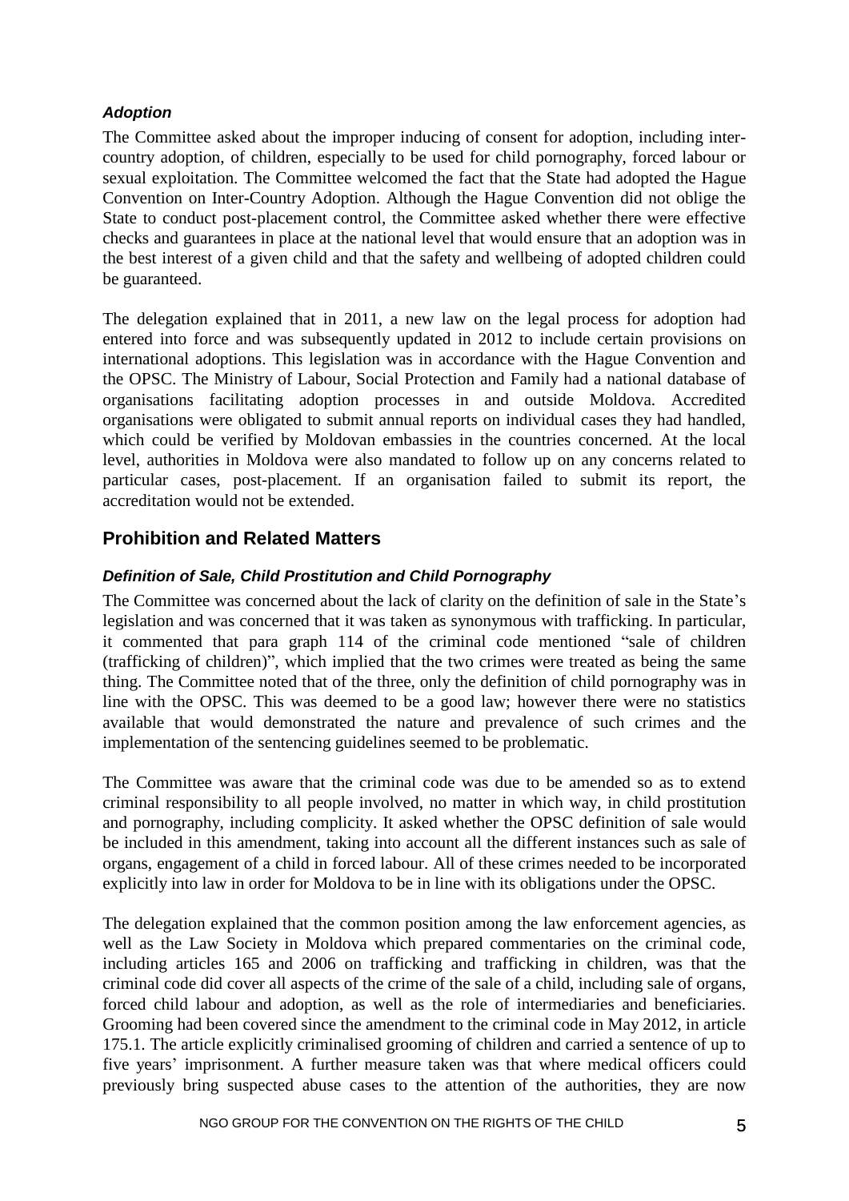### *Adoption*

The Committee asked about the improper inducing of consent for adoption, including inter-country adoption, of children, especially to be used for child pornography, forced labour or sexual exploitation. The Committee welcomed the fact that the State had adopted the Hague Convention on Inter-Country Adoption. Although the Hague Convention did not oblige the State to conduct post-placement control, the Committee asked whether there were effective checks and guarantees in place at the national level that would ensure that an adoption was in the best interest of a given child and that the safety and wellbeing of adopted children could be guaranteed.

The delegation explained that in 2011, a new law on the legal process for adoption had entered into force and was subsequently updated in 2012 to include certain provisions on international adoptions. This legislation was in accordance with the Hague Convention and the OPSC. The Ministry of Labour, Social Protection and Family had a national database of organisations facilitating adoption processes in and outside Moldova. Accredited organisations were obligated to submit annual reports on individual cases they had handled, which could be verified by Moldovan embassies in the countries concerned. At the local level, authorities in Moldova were also mandated to follow up on any concerns related to particular cases, post-placement. If an organisation failed to submit its report, the accreditation would not be extended.

## Prohibition and Related Matters

### *Definition of Sale, Child Prostitution and Child Pornography*

The Committee was concerned about the lack of clarity on the definition of sale in the State's legislation and was concerned that it was taken as synonymous with trafficking. In particular, it commented that para graph 114 of the criminal code mentioned "sale of children (trafficking of children)", which implied that the two crimes were treated as being the same thing. The Committee noted that of the three, only the definition of child pornography was in line with the OPSC. This was deemed to be a good law; however there were no statistics available that would demonstrated the nature and prevalence of such crimes and the implementation of the sentencing guidelines seemed to be problematic.

The Committee was aware that the criminal code was due to be amended so as to extend criminal responsibility to all people involved, no matter in which way, in child prostitution and pornography, including complicity. It asked whether the OPSC definition of sale would be included in this amendment, taking into account all the different instances such as sale of organs, engagement of a child in forced labour. All of these crimes needed to be incorporated explicitly into law in order for Moldova to be in line with its obligations under the OPSC.

The delegation explained that the common position among the law enforcement agencies, as well as the Law Society in Moldova which prepared commentaries on the criminal code, including articles 165 and 2006 on trafficking and trafficking in children, was that the criminal code did cover all aspects of the crime of the sale of a child, including sale of organs, forced child labour and adoption, as well as the role of intermediaries and beneficiaries. Grooming had been covered since the amendment to the criminal code in May 2012, in article 175.1. The article explicitly criminalised grooming of children and carried a sentence of up to five years' imprisonment. A further measure taken was that where medical officers could previously bring suspected abuse cases to the attention of the authorities, they are now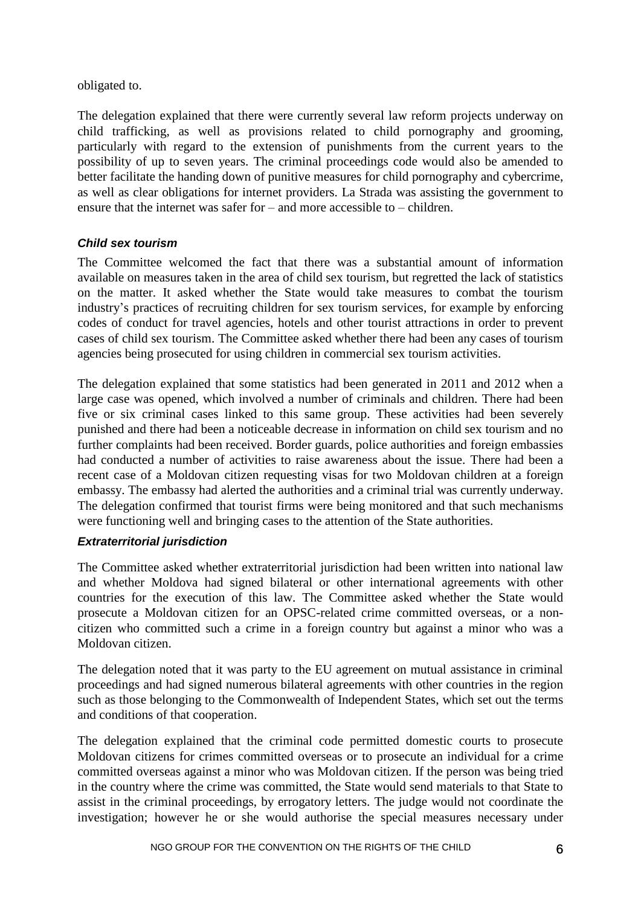obligated to.

The delegation explained that there were currently several law reform projects underway on child trafficking, as well as provisions related to child pornography and grooming, particularly with regard to the extension of punishments from the current years to the possibility of up to seven years. The criminal proceedings code would also be amended to better facilitate the handing down of punitive measures for child pornography and cybercrime, as well as clear obligations for internet providers. La Strada was assisting the government to ensure that the internet was safer for – and more accessible to – children.

### *Child sex tourism*

The Committee welcomed the fact that there was a substantial amount of information available on measures taken in the area of child sex tourism, but regretted the lack of statistics on the matter. It asked whether the State would take measures to combat the tourism industry's practices of recruiting children for sex tourism services, for example by enforcing codes of conduct for travel agencies, hotels and other tourist attractions in order to prevent cases of child sex tourism. The Committee asked whether there had been any cases of tourism agencies being prosecuted for using children in commercial sex tourism activities.

The delegation explained that some statistics had been generated in 2011 and 2012 when a large case was opened, which involved a number of criminals and children. There had been five or six criminal cases linked to this same group. These activities had been severely punished and there had been a noticeable decrease in information on child sex tourism and no further complaints had been received. Border guards, police authorities and foreign embassies had conducted a number of activities to raise awareness about the issue. There had been a recent case of a Moldovan citizen requesting visas for two Moldovan children at a foreign embassy. The embassy had alerted the authorities and a criminal trial was currently underway. The delegation confirmed that tourist firms were being monitored and that such mechanisms were functioning well and bringing cases to the attention of the State authorities.

### *Extraterritorial jurisdiction*

The Committee asked whether extraterritorial jurisdiction had been written into national law and whether Moldova had signed bilateral or other international agreements with other countries for the execution of this law. The Committee asked whether the State would prosecute a Moldovan citizen for an OPSC-related crime committed overseas, or a non-citizen who committed such a crime in a foreign country but against a minor who was a Moldovan citizen.

The delegation noted that it was party to the EU agreement on mutual assistance in criminal proceedings and had signed numerous bilateral agreements with other countries in the region such as those belonging to the Commonwealth of Independent States, which set out the terms and conditions of that cooperation.

The delegation explained that the criminal code permitted domestic courts to prosecute Moldovan citizens for crimes committed overseas or to prosecute an individual for a crime committed overseas against a minor who was Moldovan citizen. If the person was being tried in the country where the crime was committed, the State would send materials to that State to assist in the criminal proceedings, by errogatory letters. The judge would not coordinate the investigation; however he or she would authorise the special measures necessary under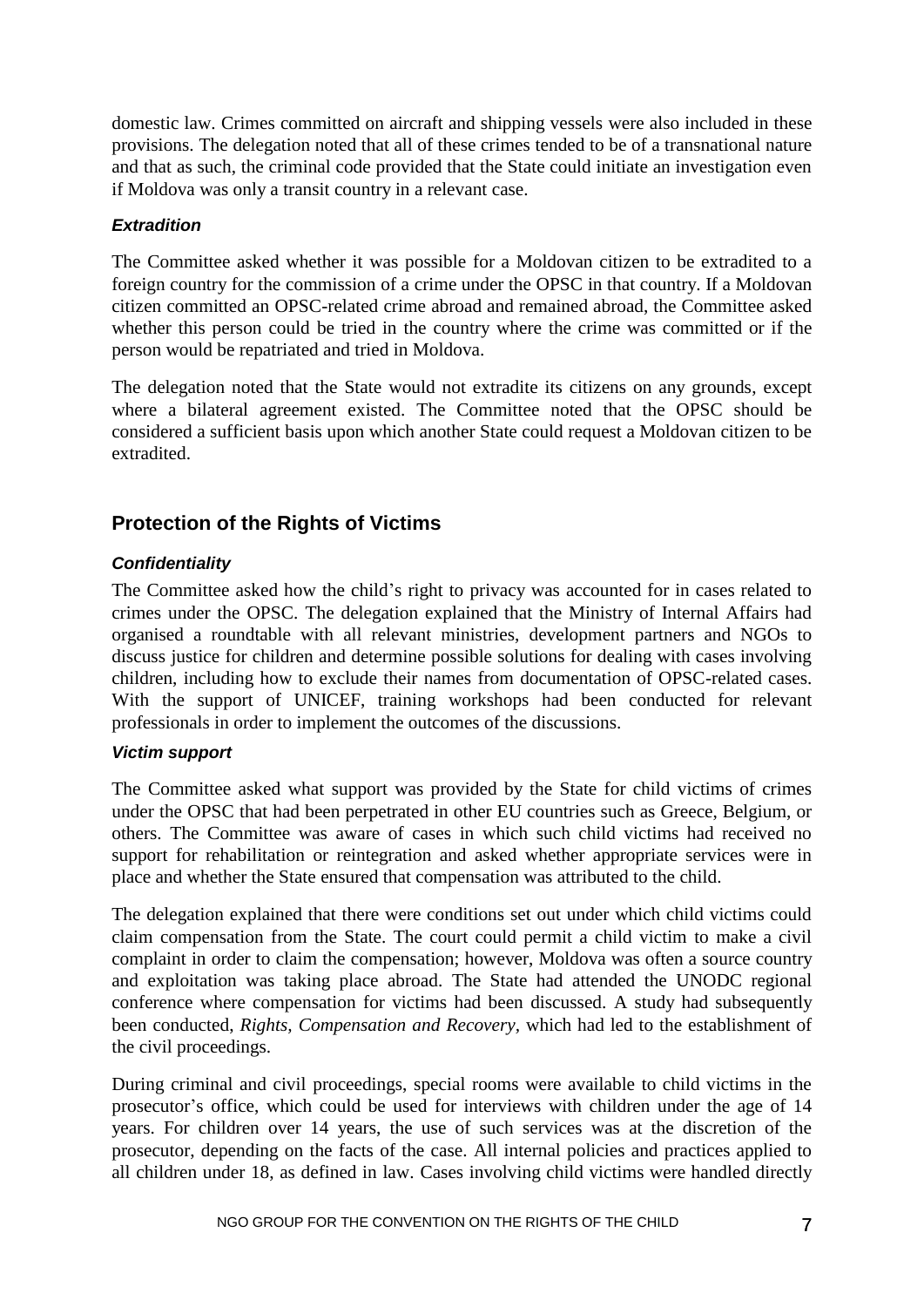domestic law. Crimes committed on aircraft and shipping vessels were also included in these provisions. The delegation noted that all of these crimes tended to be of a transnational nature and that as such, the criminal code provided that the State could initiate an investigation even if Moldova was only a transit country in a relevant case.

### *Extradition*

The Committee asked whether it was possible for a Moldovan citizen to be extradited to a foreign country for the commission of a crime under the OPSC in that country. If a Moldovan citizen committed an OPSC-related crime abroad and remained abroad, the Committee asked whether this person could be tried in the country where the crime was committed or if the person would be repatriated and tried in Moldova.

The delegation noted that the State would not extradite its citizens on any grounds, except where a bilateral agreement existed. The Committee noted that the OPSC should be considered a sufficient basis upon which another State could request a Moldovan citizen to be extradited.

## Protection of the Rights of Victims

### *Confidentiality*

The Committee asked how the child's right to privacy was accounted for in cases related to crimes under the OPSC. The delegation explained that the Ministry of Internal Affairs had organised a roundtable with all relevant ministries, development partners and NGOs to discuss justice for children and determine possible solutions for dealing with cases involving children, including how to exclude their names from documentation of OPSC-related cases. With the support of UNICEF, training workshops had been conducted for relevant professionals in order to implement the outcomes of the discussions.

### *Victim support*

The Committee asked what support was provided by the State for child victims of crimes under the OPSC that had been perpetrated in other EU countries such as Greece, Belgium, or others. The Committee was aware of cases in which such child victims had received no support for rehabilitation or reintegration and asked whether appropriate services were in place and whether the State ensured that compensation was attributed to the child.

The delegation explained that there were conditions set out under which child victims could claim compensation from the State. The court could permit a child victim to make a civil complaint in order to claim the compensation; however, Moldova was often a source country and exploitation was taking place abroad. The State had attended the UNODC regional conference where compensation for victims had been discussed. A study had subsequently been conducted, *Rights, Compensation and Recovery*, which had led to the establishment of the civil proceedings.

During criminal and civil proceedings, special rooms were available to child victims in the prosecutor's office, which could be used for interviews with children under the age of 14 years. For children over 14 years, the use of such services was at the discretion of the prosecutor, depending on the facts of the case. All internal policies and practices applied to all children under 18, as defined in law. Cases involving child victims were handled directly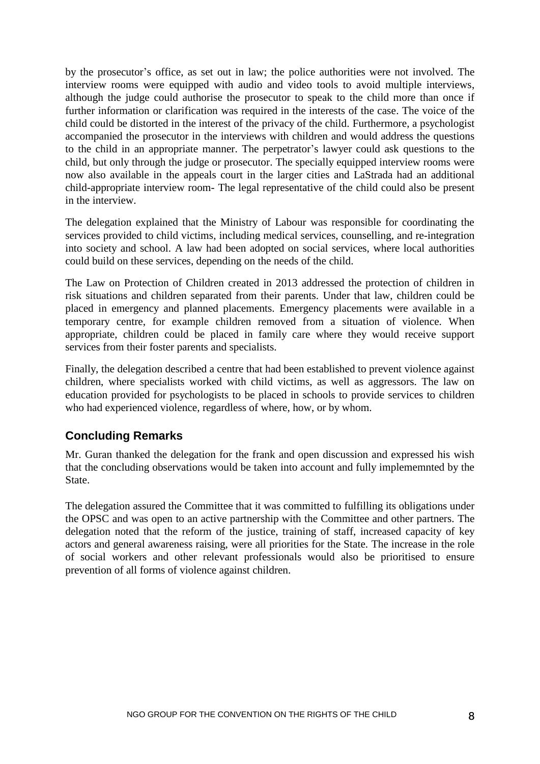by the prosecutor's office, as set out in law; the police authorities were not involved. The interview rooms were equipped with audio and video tools to avoid multiple interviews, although the judge could authorise the prosecutor to speak to the child more than once if further information or clarification was required in the interests of the case. The voice of the child could be distorted in the interest of the privacy of the child. Furthermore, a psychologist accompanied the prosecutor in the interviews with children and would address the questions to the child in an appropriate manner. The perpetrator's lawyer could ask questions to the child, but only through the judge or prosecutor. The specially equipped interview rooms were now also available in the appeals court in the larger cities and LaStrada had an additional child-appropriate interview room- The legal representative of the child could also be present in the interview.

The delegation explained that the Ministry of Labour was responsible for coordinating the services provided to child victims, including medical services, counselling, and re-integration into society and school. A law had been adopted on social services, where local authorities could build on these services, depending on the needs of the child.

The Law on Protection of Children created in 2013 addressed the protection of children in risk situations and children separated from their parents. Under that law, children could be placed in emergency and planned placements. Emergency placements were available in a temporary centre, for example children removed from a situation of violence. When appropriate, children could be placed in family care where they would receive support services from their foster parents and specialists.

Finally, the delegation described a centre that had been established to prevent violence against children, where specialists worked with child victims, as well as aggressors. The law on education provided for psychologists to be placed in schools to provide services to children who had experienced violence, regardless of where, how, or by whom.

## Concluding Remarks

Mr. Guran thanked the delegation for the frank and open discussion and expressed his wish that the concluding observations would be taken into account and fully implememnted by the State.

The delegation assured the Committee that it was committed to fulfilling its obligations under the OPSC and was open to an active partnership with the Committee and other partners. The delegation noted that the reform of the justice, training of staff, increased capacity of key actors and general awareness raising, were all priorities for the State. The increase in the role of social workers and other relevant professionals would also be prioritised to ensure prevention of all forms of violence against children.